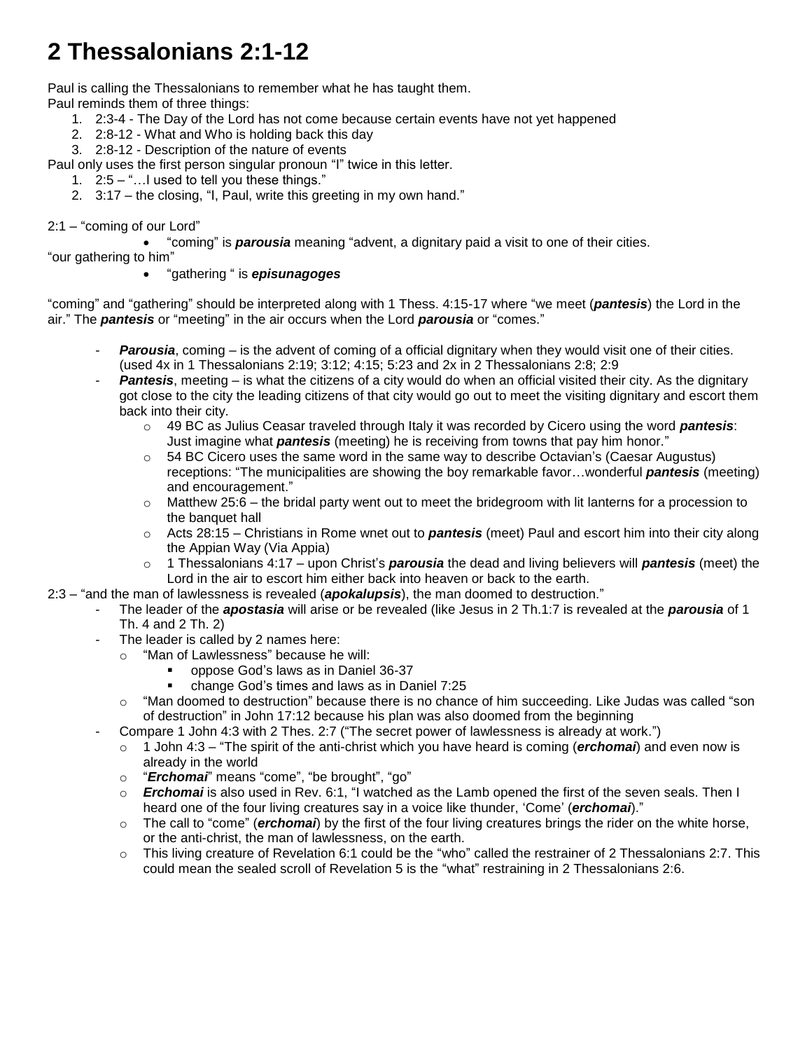# 2 Thessalonians 2:1-12

Paul is calling the Thessalonians to remember what he has taught them.
Paul reminds them of three things:

1. 2:3-4 - The Day of the Lord has not come because certain events have not yet happened
2. 2:8-12 - What and Who is holding back this day
3. 2:8-12 - Description of the nature of events

Paul only uses the first person singular pronoun "I" twice in this letter.

1. 2:5 – "…I used to tell you these things."
2. 3:17 – the closing, "I, Paul, write this greeting in my own hand."

2:1 – "coming of our Lord"

- "coming" is ***parousia*** meaning "advent, a dignitary paid a visit to one of their cities.

"our gathering to him"

- "gathering " is ***episunagoges***

"coming" and "gathering" should be interpreted along with 1 Thess. 4:15-17 where "we meet (***pantesis***) the Lord in the air." The ***pantesis*** or "meeting" in the air occurs when the Lord ***parousia*** or "comes."

- ***Parousia***, coming – is the advent of coming of a official dignitary when they would visit one of their cities. (used 4x in 1 Thessalonians 2:19; 3:12; 4:15; 5:23 and 2x in 2 Thessalonians 2:8; 2:9
- ***Pantesis***, meeting – is what the citizens of a city would do when an official visited their city. As the dignitary got close to the city the leading citizens of that city would go out to meet the visiting dignitary and escort them back into their city.
  - 49 BC as Julius Ceasar traveled through Italy it was recorded by Cicero using the word ***pantesis***: Just imagine what ***pantesis*** (meeting) he is receiving from towns that pay him honor."
  - 54 BC Cicero uses the same word in the same way to describe Octavian's (Caesar Augustus) receptions: "The municipalities are showing the boy remarkable favor…wonderful ***pantesis*** (meeting) and encouragement."
  - Matthew 25:6 – the bridal party went out to meet the bridegroom with lit lanterns for a procession to the banquet hall
  - Acts 28:15 – Christians in Rome wnet out to ***pantesis*** (meet) Paul and escort him into their city along the Appian Way (Via Appia)
  - 1 Thessalonians 4:17 – upon Christ's ***parousia*** the dead and living believers will ***pantesis*** (meet) the Lord in the air to escort him either back into heaven or back to the earth.

2:3 – "and the man of lawlessness is revealed (***apokalupsis***), the man doomed to destruction."

- The leader of the ***apostasia*** will arise or be revealed (like Jesus in 2 Th.1:7 is revealed at the ***parousia*** of 1 Th. 4 and 2 Th. 2)
- The leader is called by 2 names here:
  - "Man of Lawlessness" because he will:
    - oppose God's laws as in Daniel 36-37
    - change God's times and laws as in Daniel 7:25
  - "Man doomed to destruction" because there is no chance of him succeeding. Like Judas was called "son of destruction" in John 17:12 because his plan was also doomed from the beginning
- Compare 1 John 4:3 with 2 Thes. 2:7 ("The secret power of lawlessness is already at work.")
  - 1 John 4:3 – "The spirit of the anti-christ which you have heard is coming (***erchomai***) and even now is already in the world
  - "***Erchomai***" means "come", "be brought", "go"
  - ***Erchomai*** is also used in Rev. 6:1, "I watched as the Lamb opened the first of the seven seals. Then I heard one of the four living creatures say in a voice like thunder, 'Come' (***erchomai***)."
  - The call to "come" (***erchomai***) by the first of the four living creatures brings the rider on the white horse, or the anti-christ, the man of lawlessness, on the earth.
  - This living creature of Revelation 6:1 could be the "who" called the restrainer of 2 Thessalonians 2:7. This could mean the sealed scroll of Revelation 5 is the "what" restraining in 2 Thessalonians 2:6.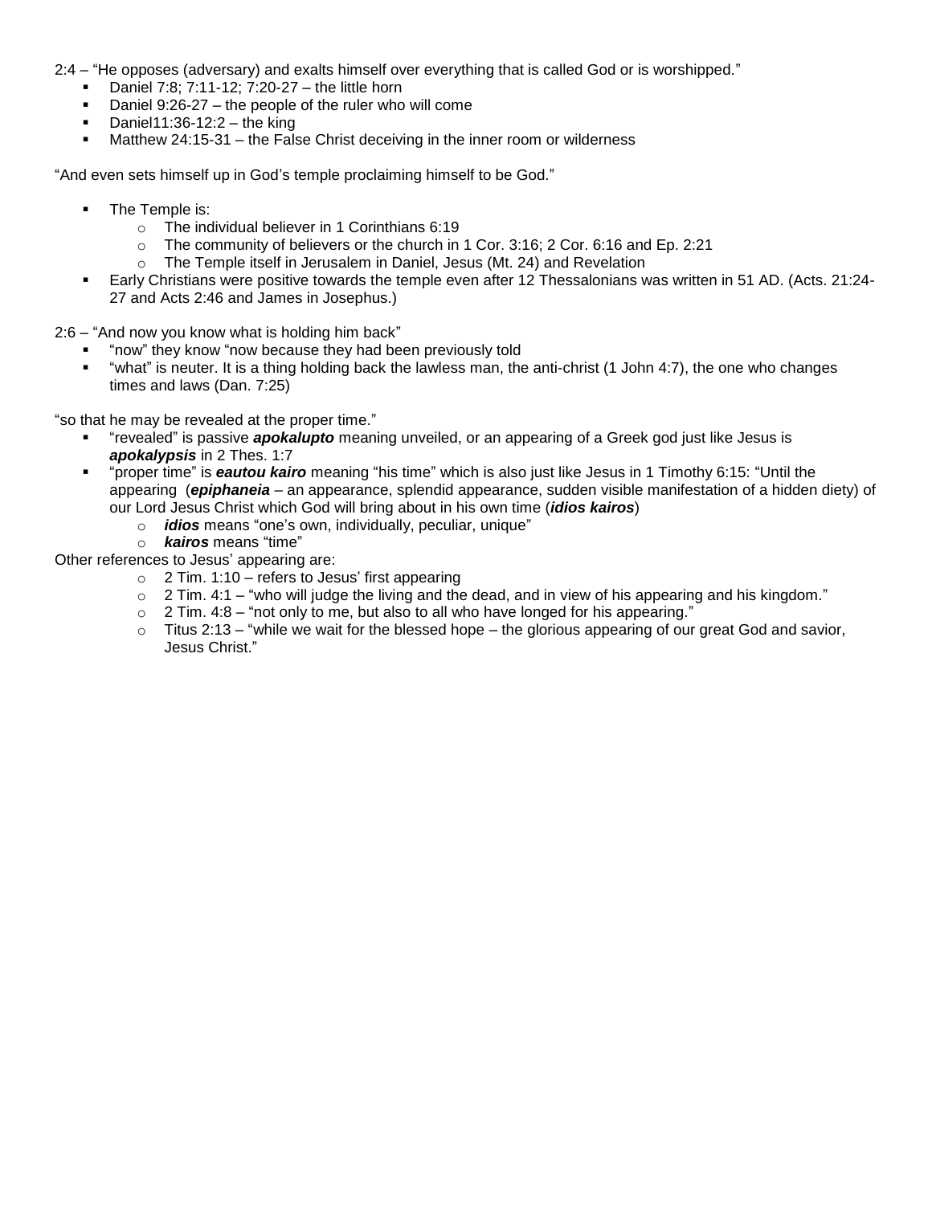2:4 – "He opposes (adversary) and exalts himself over everything that is called God or is worshipped."

- Daniel 7:8; 7:11-12; 7:20-27 – the little horn
- Daniel 9:26-27 – the people of the ruler who will come
- Daniel11:36-12:2 – the king
- Matthew 24:15-31 – the False Christ deceiving in the inner room or wilderness

"And even sets himself up in God's temple proclaiming himself to be God."

- The Temple is:
  - The individual believer in 1 Corinthians 6:19
  - The community of believers or the church in 1 Cor. 3:16; 2 Cor. 6:16 and Ep. 2:21
  - The Temple itself in Jerusalem in Daniel, Jesus (Mt. 24) and Revelation
- Early Christians were positive towards the temple even after 12 Thessalonians was written in 51 AD. (Acts. 21:24-27 and Acts 2:46 and James in Josephus.)

2:6 – "And now you know what is holding him back"

- "now" they know "now because they had been previously told
- "what" is neuter. It is a thing holding back the lawless man, the anti-christ (1 John 4:7), the one who changes times and laws (Dan. 7:25)

"so that he may be revealed at the proper time."

- "revealed" is passive ***apokalupto*** meaning unveiled, or an appearing of a Greek god just like Jesus is ***apokalypsis*** in 2 Thes. 1:7
- "proper time" is ***eautou kairo*** meaning "his time" which is also just like Jesus in 1 Timothy 6:15: "Until the appearing (***epiphaneia*** – an appearance, splendid appearance, sudden visible manifestation of a hidden diety) of our Lord Jesus Christ which God will bring about in his own time (***idios kairos***)
  - ***idios*** means "one's own, individually, peculiar, unique"
  - ***kairos*** means "time"

Other references to Jesus' appearing are:

- 2 Tim. 1:10 – refers to Jesus' first appearing
- 2 Tim. 4:1 – "who will judge the living and the dead, and in view of his appearing and his kingdom."
- 2 Tim. 4:8 – "not only to me, but also to all who have longed for his appearing."
- Titus 2:13 – "while we wait for the blessed hope – the glorious appearing of our great God and savior, Jesus Christ."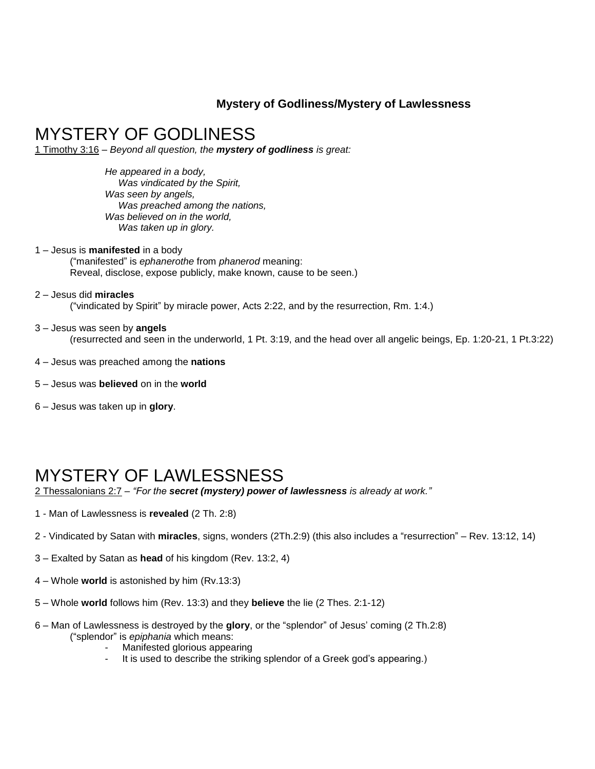**Mystery of Godliness/Mystery of Lawlessness**

# MYSTERY OF GODLINESS

1 Timothy 3:16 – *Beyond all question, the **mystery of godliness** is great:*

> *He appeared in a body,*
> *Was vindicated by the Spirit,*
> *Was seen by angels,*
> *Was preached among the nations,*
> *Was believed on in the world,*
> *Was taken up in glory.*

1 – Jesus is **manifested** in a body
("manifested" is *ephanerothe* from *phanerod* meaning:
Reveal, disclose, expose publicly, make known, cause to be seen.)

2 – Jesus did **miracles**
("vindicated by Spirit" by miracle power, Acts 2:22, and by the resurrection, Rm. 1:4.)

3 – Jesus was seen by **angels**
(resurrected and seen in the underworld, 1 Pt. 3:19, and the head over all angelic beings, Ep. 1:20-21, 1 Pt.3:22)

4 – Jesus was preached among the **nations**

5 – Jesus was **believed** on in the **world**

6 – Jesus was taken up in **glory**.

# MYSTERY OF LAWLESSNESS

2 Thessalonians 2:7 – *"For the **secret (mystery) power of lawlessness** is already at work."*

1 - Man of Lawlessness is **revealed** (2 Th. 2:8)

2 - Vindicated by Satan with **miracles**, signs, wonders (2Th.2:9) (this also includes a "resurrection" – Rev. 13:12, 14)

3 – Exalted by Satan as **head** of his kingdom (Rev. 13:2, 4)

4 – Whole **world** is astonished by him (Rv.13:3)

5 – Whole **world** follows him (Rev. 13:3) and they **believe** the lie (2 Thes. 2:1-12)

6 – Man of Lawlessness is destroyed by the **glory**, or the "splendor" of Jesus' coming (2 Th.2:8)
("splendor" is *epiphania* which means:
- Manifested glorious appearing
- It is used to describe the striking splendor of a Greek god's appearing.)